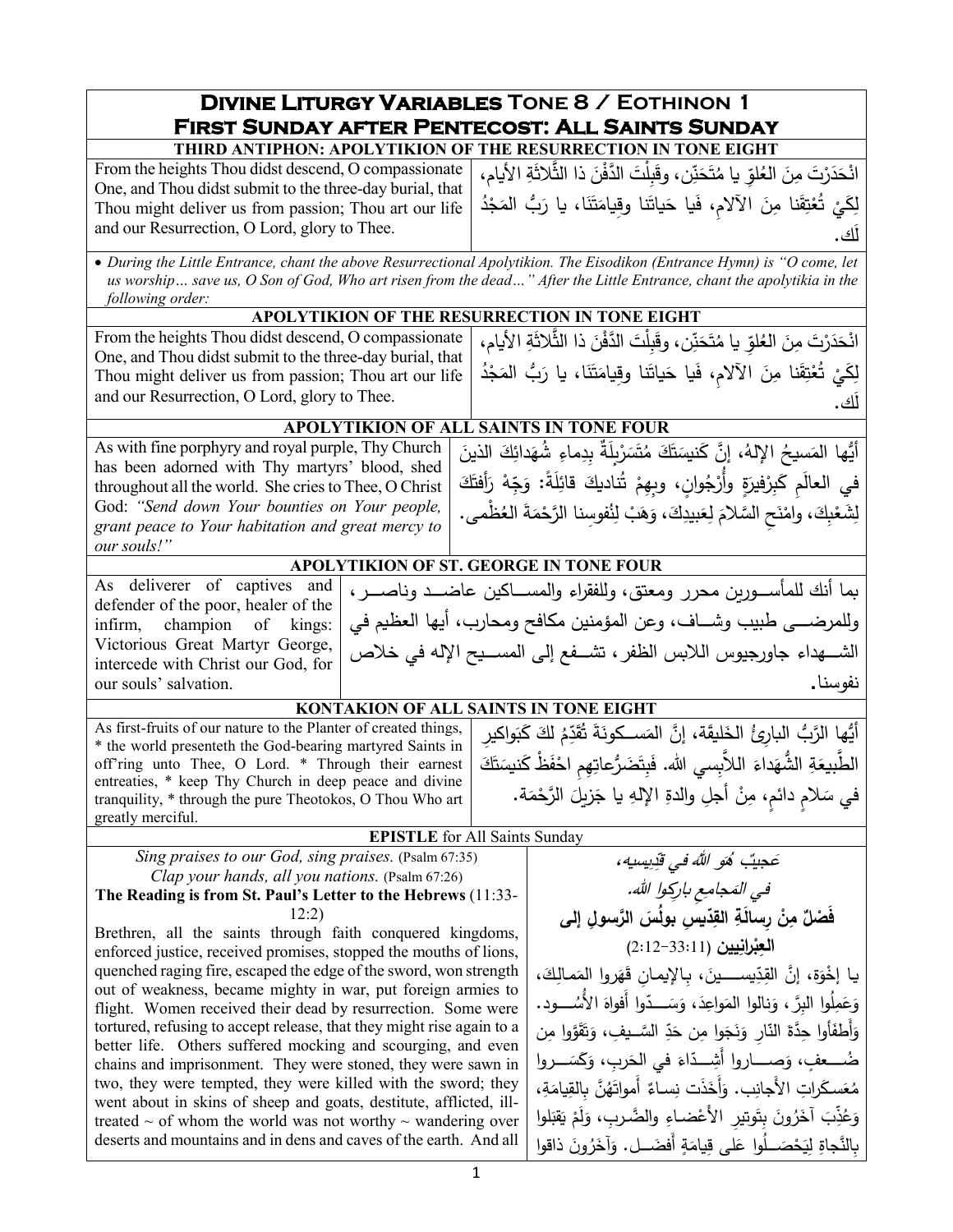# Divine Liturgy Variables Tone 8 / Eothinon 1
## First Sunday after Pentecost: All Saints Sunday

### THIRD ANTIPHON: APOLYTIKION OF THE RESURRECTION IN TONE EIGHT

| | |
|---|---|
| From the heights Thou didst descend, O compassionate One, and Thou didst submit to the three-day burial, that Thou might deliver us from passion; Thou art our life and our Resurrection, O Lord, glory to Thee. | انْحَدَرْتَ مِنَ العُلوِّ يا مُتَحَنِّن، وقَبِلْتَ الدَّفْنَ ذا الثَّلاثَةِ الأيام، لِكَيْ تُعْتِقَنا مِنَ الآلامِ، فَيا حَياتَنا وقِيامَتَنَا، يا رَبُّ المَجْدُ لَك. |

*• During the Little Entrance, chant the above Resurrectional Apolytikion. The Eisodikon (Entrance Hymn) is "O come, let us worship… save us, O Son of God, Who art risen from the dead…" After the Little Entrance, chant the apolytikia in the following order:*

### APOLYTIKION OF THE RESURRECTION IN TONE EIGHT

| | |
|---|---|
| From the heights Thou didst descend, O compassionate One, and Thou didst submit to the three-day burial, that Thou might deliver us from passion; Thou art our life and our Resurrection, O Lord, glory to Thee. | انْحَدَرْتَ مِنَ العُلوِّ يا مُتَحَنِّن، وقَبِلْتَ الدَّفْنَ ذا الثَّلاثَةِ الأيام، لِكَيْ تُعْتِقَنا مِنَ الآلامِ، فَيا حَياتَنا وقِيامَتَنَا، يا رَبُّ المَجْدُ لَك. |

### APOLYTIKION OF ALL SAINTS IN TONE FOUR

| | |
|---|---|
| As with fine porphyry and royal purple, Thy Church has been adorned with Thy martyrs' blood, shed throughout all the world. She cries to Thee, O Christ God: *"Send down Your bounties on Your people, grant peace to Your habitation and great mercy to our souls!"* | أَيُّها المَسيحُ الإلهُ، إنَّ كَنيسَتَكَ مُتَسَرْبِلَةٌ بِدِماءِ شُهَدائِكَ الذينَ في العالَمِ كَبِرْفيرَةٍ وأُرْجُوانٍ، وبِهِمْ تُناديكَ قائِلَةً: وَجِّهْ رَأْفَتَكَ لِشَعْبِكَ، وامْنَحِ السَّلامَ لِعَبيدِكَ، وَهَبْ لِنُفوسِنا الرَّحْمَةَ العُظْمى. |

### APOLYTIKION OF ST. GEORGE IN TONE FOUR

| | |
|---|---|
| As deliverer of captives and defender of the poor, healer of the infirm, champion of kings: Victorious Great Martyr George, intercede with Christ our God, for our souls' salvation. | بما أنك للمأسورين محرر ومعتق، وللفقراء والمساكين عاضد وناصر، وللمرضى طبيب وشاف، وعن المؤمنين مكافح ومحارب، أيها العظيم في الشهداء جاورجيوس اللابس الظفر، تشفع إلى المسيح الإله في خلاص نفوسنا. |

### KONTAKION OF ALL SAINTS IN TONE EIGHT

| | |
|---|---|
| As first-fruits of our nature to the Planter of created things, * the world presenteth the God-bearing martyred Saints in off'ring unto Thee, O Lord. * Through their earnest entreaties, * keep Thy Church in deep peace and divine tranquility, * through the pure Theotokos, O Thou Who art greatly merciful. | أَيُّها الرَّبُّ البارئُ الخَليقَةَ، إنَّ المَسكونَةَ تُقَدِّمُ لكَ كَبَواكيرِ الطَّبيعَةِ الشُّهَداءَ اللاَّبِسي الله. فَبِتَضَرُّعاتِهِم احْفَظْ كَنيسَتَكَ في سَلامٍ دائمٍ، مِنْ أجلِ والدةِ الإلهِ يا جَزيلَ الرَّحْمَة. |

### EPISTLE for All Saints Sunday

| | |
|---|---|
| *Sing praises to our God, sing praises.* (Psalm 67:35)<br>*Clap your hands, all you nations.* (Psalm 67:26)<br>**The Reading is from St. Paul's Letter to the Hebrews** (11:33-12:2)<br>Brethren, all the saints through faith conquered kingdoms, enforced justice, received promises, stopped the mouths of lions, quenched raging fire, escaped the edge of the sword, won strength out of weakness, became mighty in war, put foreign armies to flight. Women received their dead by resurrection. Some were tortured, refusing to accept release, that they might rise again to a better life. Others suffered mocking and scourging, and even chains and imprisonment. They were stoned, they were sawn in two, they were tempted, they were killed with the sword; they went about in skins of sheep and goats, destitute, afflicted, ill-treated ~ of whom the world was not worthy ~ wandering over deserts and mountains and in dens and caves of the earth. And all | *عَجيبٌ هُوَ اللهُ في قِدِّيسيهِ،*<br>*في المَجامِعِ بارِكوا الله.*<br>**فَصْلٌ مِنْ رِسالَةِ القِدّيسِ بولُسَ الرَّسولِ إلى العِبْرانِيين** (11:33-12:2)<br>يا إِخْوَة، إنَّ القِدِّيسينَ، بِالإِيمانِ قَهَروا المَمالِكَ، وَعَمِلُوا البِرَّ، وَنالوا المَواعِدَ، وَسَدّوا أَفْواهَ الأُسُود. وَأَطْفَأوا حِدَّةَ النّارِ، وَنَجَوا مِن حَدِّ السَّيفِ، وَتَقَوَّوا مِن ضُعفٍ، وَصاروا أَشِدّاءَ في الحَربِ، وَكَسَروا مُعَسكَراتِ الأَجانِبِ. وَأَخَذَت نِساءٌ أَمواتَهُنَّ بِالقِيامَةِ، وَعُذِّبَ آخَرُونَ بِتَوتيرِ الأَعْضاءِ والضَّربِ، وَلَمْ يَقبَلوا بِالنَّجاةِ لِيَحْصَلُوا عَلى قِيامَةٍ أَفضَل. وَآخَرُونَ ذاقوا |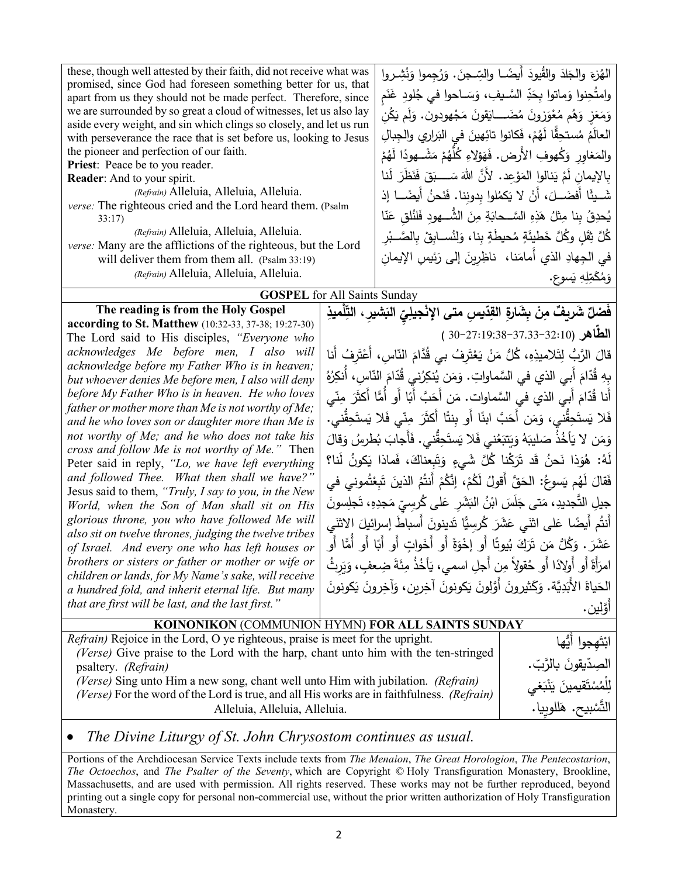these, though well attested by their faith, did not receive what was promised, since God had foreseen something better for us, that apart from us they should not be made perfect. Therefore, since we are surrounded by so great a cloud of witnesses, let us also lay aside every weight, and sin which clings so closely, and let us run with perseverance the race that is set before us, looking to Jesus the pioneer and perfection of our faith.

**Priest**: Peace be to you reader.

**Reader**: And to your spirit.

*(Refrain)* Alleluia, Alleluia, Alleluia.

*verse:* The righteous cried and the Lord heard them. (Psalm 33:17)

*(Refrain)* Alleluia, Alleluia, Alleluia.

*verse:* Many are the afflictions of the righteous, but the Lord will deliver them from them all. (Psalm 33:19)

*(Refrain)* Alleluia, Alleluia, Alleluia.

الهُزءَ والجَلدَ والقُيودَ أيضًا والسِّجنَ. وَرُجِموا وَنُشِروا وامتُحِنوا وَماتوا بِحَدِّ السَّيفِ، وَسَاحوا في جُلودِ غَنَمٍ وَمَعَزٍ وَهُم مُعْوَزونَ مُضَايَقونَ مَجْهودون. وَلَم يَكُنِ العالَمُ مُستحِقًّا لَهُمْ، فَكانوا تائِهينَ في البَراري والجِبالِ والمَغاوِرِ وَكُهوفِ الأَرض. فَهَؤلاءِ كُلُّهُمْ مَشْهودًا لَهُمْ بالإيمانِ لَمْ يَنالوا المَوْعِد. لأنَّ اللهَ سَبَقَ فَنَظَرَ لَنا شَيئًا أفضَلَ، أَنْ لا يَكمُلوا بِدونِنا. فَنَحنُ أَيضًا إذ يُحدِقُ بِنا مِثلُ هَذِهِ السَّحابَةِ مِنَ الشُّهودِ فَلنُلقِ عَنّا كُلَّ ثِقَلٍ وكُلَّ خَطيئَةٍ مُحيطَةٍ بِنا، وَلنُسابِقْ بالصَّبْرِ في الجِهادِ الذي أَمامَنا، ناظِرينَ إلى رَئيسِ الإيمانِ وَمُكَمِّلِهِ يَسوع.

## GOSPEL for All Saints Sunday

**The reading is from the Holy Gospel according to St. Matthew** (10:32-33, 37-38; 19:27-30)

The Lord said to His disciples, *"Everyone who acknowledges Me before men, I also will acknowledge before My Father Who is in heaven; but whoever denies Me before men, I also will deny before My Father Who is in heaven. He who loves father or mother more than Me is not worthy of Me; and he who loves son or daughter more than Me is not worthy of Me; and he who does not take his cross and follow Me is not worthy of Me."* Then Peter said in reply, *"Lo, we have left everything and followed Thee. What then shall we have?"* Jesus said to them, *"Truly, I say to you, in the New World, when the Son of Man shall sit on His glorious throne, you who have followed Me will also sit on twelve thrones, judging the twelve tribes of Israel. And every one who has left houses or brothers or sisters or father or mother or wife or children or lands, for My Name's sake, will receive a hundred fold, and inherit eternal life. But many that are first will be last, and the last first."*

**فَصْلٌ شَريفٌ مِنْ بِشارَةِ القِدّيسِ متى الإنْجيليِّ البَشيرِ، التِّلْميذِ الطّاهِر** (10:32-33,37-38؛19:27-30)

قالَ الرَّبُّ لِتَلاميذِهِ، كُلُّ مَنْ يَعْتَرِفُ بي قُدّامَ النّاسِ، أَعْتَرِفُ أَنا بِهِ قُدّامَ أَبي الذي في السَّماواتِ. وَمَن يُنكِرُني قُدّامَ النّاسِ، أُنكِرُهُ أَنا قُدّامَ أَبي الذي في السَّماوات. مَن أَحَبَّ أَبًا أَو أُمًّا أَكثَرَ مِنّي فَلا يَستَحِقُّني، وَمَن أَحَبَّ ابنًا أَو بِنتًا أَكثَرَ مِنّي فَلا يَستَحِقُّني. وَمَن لا يَأْخُذُ صَليبَهُ وَيَتبَعُني فَلا يَستَحِقُّني. فَأَجابَ بُطرسُ وَقالَ لَهُ: هُوَذا نَحنُ قَد تَرَكْنا كُلَّ شَيءٍ وَتَبِعناكَ، فَماذا يَكونُ لَنا؟ فَقالَ لَهُم يَسوعُ: الحَقَّ أَقولُ لَكُمْ، إِنَّكُمْ أَنتُمُ الذينَ تَبِعْتُموني في جيلِ التَّجديدِ، مَتى جَلَسَ ابْنُ البَشَرِ عَلى كُرسِيِّ مَجدِهِ، تَجلِسونَ أَنتُم أَيضًا عَلى اثنَي عَشَرَ كُرسِيًّا تَدينونَ أَسباطَ إسرائيلَ الاثنَي عَشَرَ. وَكُلُّ مَن تَرَكَ بُيوتًا أَو إخْوَةً أَو أَخَواتٍ أَو أَبًا أَو أُمًّا أَو امرَأَةً أَو أَولادًا أَو حُقولاً مِن أَجلِ اسمي، يَأْخُذُ مِئَةَ ضِعفٍ، وَيَرِثُ الحَياةَ الأَبَدِيَّةَ. وَكَثيرونَ أَوَّلونَ يَكونونَ آخِرين، وَآخِرونَ يَكونونَ أَوَّلين.

## KOINONIKON (COMMUNION HYMN) FOR ALL SAINTS SUNDAY

*Refrain)* Rejoice in the Lord, O ye righteous, praise is meet for the upright.

*(Verse)* Give praise to the Lord with the harp, chant unto him with the ten-stringed psaltery. *(Refrain)*

*(Verse)* Sing unto Him a new song, chant well unto Him with jubilation. *(Refrain)*

*(Verse)* For the word of the Lord is true, and all His works are in faithfulness. *(Refrain)*

Alleluia, Alleluia, Alleluia.

ابتَهِجوا أَيُّها الصِدّيقونَ بالرَّبّ. لِلْمُسْتَقيمينَ يَنْبَغي التَّسْبيح. هَللويا.

- *The Divine Liturgy of St. John Chrysostom continues as usual.*

Portions of the Archdiocesan Service Texts include texts from *The Menaion*, *The Great Horologion*, *The Pentecostarion*, *The Octoechos*, and *The Psalter of the Seventy*, which are Copyright © Holy Transfiguration Monastery, Brookline, Massachusetts, and are used with permission. All rights reserved. These works may not be further reproduced, beyond printing out a single copy for personal non-commercial use, without the prior written authorization of Holy Transfiguration Monastery.